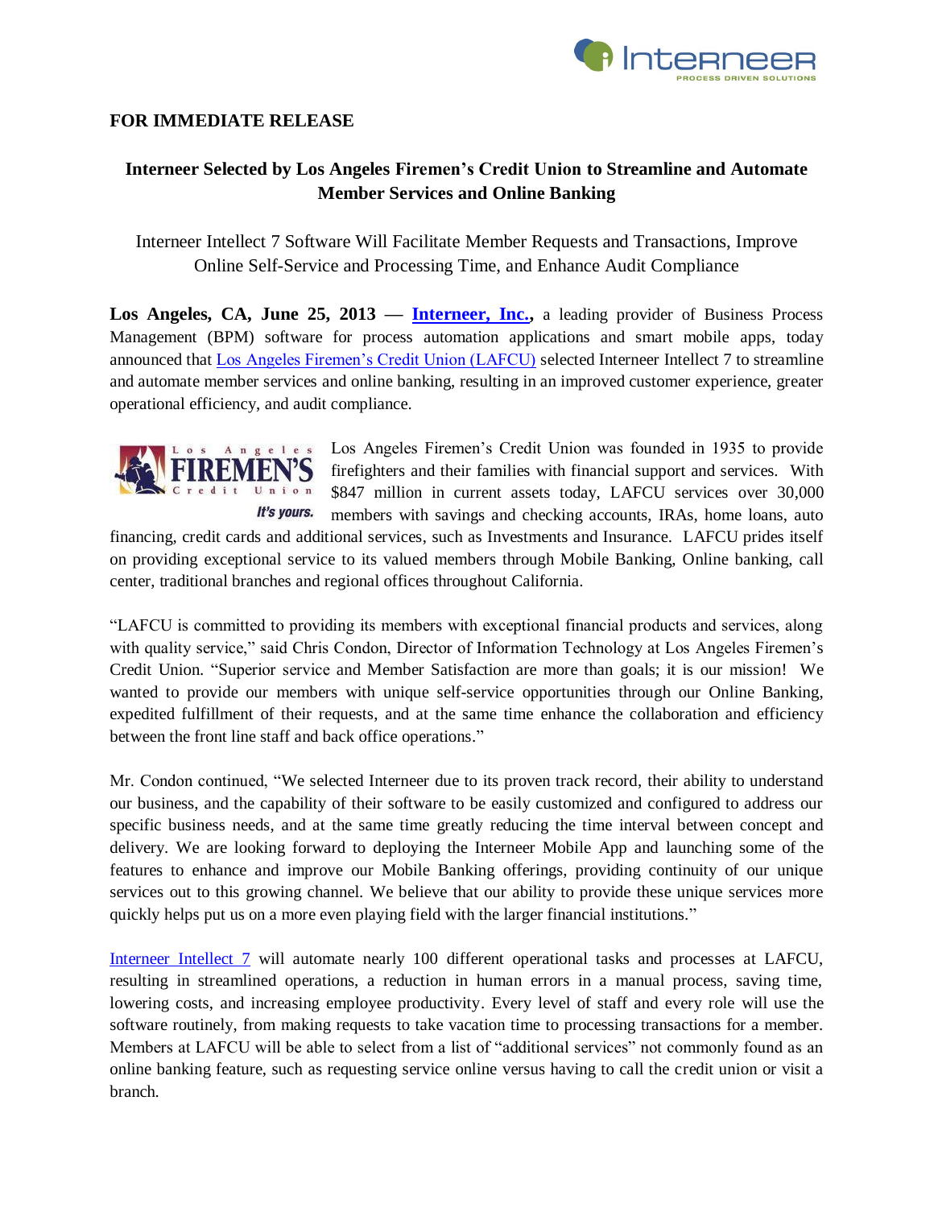**FOR IMMEDIATE RELEASE**

## Interneer Selected by Los Angeles Firemen's Credit Union to Streamline and Automate Member Services and Online Banking

Interneer Intellect 7 Software Will Facilitate Member Requests and Transactions, Improve Online Self-Service and Processing Time, and Enhance Audit Compliance

**Los Angeles, CA, June 25, 2013 — Interneer, Inc.,** a leading provider of Business Process Management (BPM) software for process automation applications and smart mobile apps, today announced that Los Angeles Firemen's Credit Union (LAFCU) selected Interneer Intellect 7 to streamline and automate member services and online banking, resulting in an improved customer experience, greater operational efficiency, and audit compliance.

Los Angeles Firemen's Credit Union was founded in 1935 to provide firefighters and their families with financial support and services. With $847 million in current assets today, LAFCU services over 30,000 members with savings and checking accounts, IRAs, home loans, auto financing, credit cards and additional services, such as Investments and Insurance. LAFCU prides itself on providing exceptional service to its valued members through Mobile Banking, Online banking, call center, traditional branches and regional offices throughout California.

"LAFCU is committed to providing its members with exceptional financial products and services, along with quality service," said Chris Condon, Director of Information Technology at Los Angeles Firemen's Credit Union. "Superior service and Member Satisfaction are more than goals; it is our mission! We wanted to provide our members with unique self-service opportunities through our Online Banking, expedited fulfillment of their requests, and at the same time enhance the collaboration and efficiency between the front line staff and back office operations."

Mr. Condon continued, "We selected Interneer due to its proven track record, their ability to understand our business, and the capability of their software to be easily customized and configured to address our specific business needs, and at the same time greatly reducing the time interval between concept and delivery. We are looking forward to deploying the Interneer Mobile App and launching some of the features to enhance and improve our Mobile Banking offerings, providing continuity of our unique services out to this growing channel. We believe that our ability to provide these unique services more quickly helps put us on a more even playing field with the larger financial institutions."

Interneer Intellect 7 will automate nearly 100 different operational tasks and processes at LAFCU, resulting in streamlined operations, a reduction in human errors in a manual process, saving time, lowering costs, and increasing employee productivity. Every level of staff and every role will use the software routinely, from making requests to take vacation time to processing transactions for a member. Members at LAFCU will be able to select from a list of "additional services" not commonly found as an online banking feature, such as requesting service online versus having to call the credit union or visit a branch.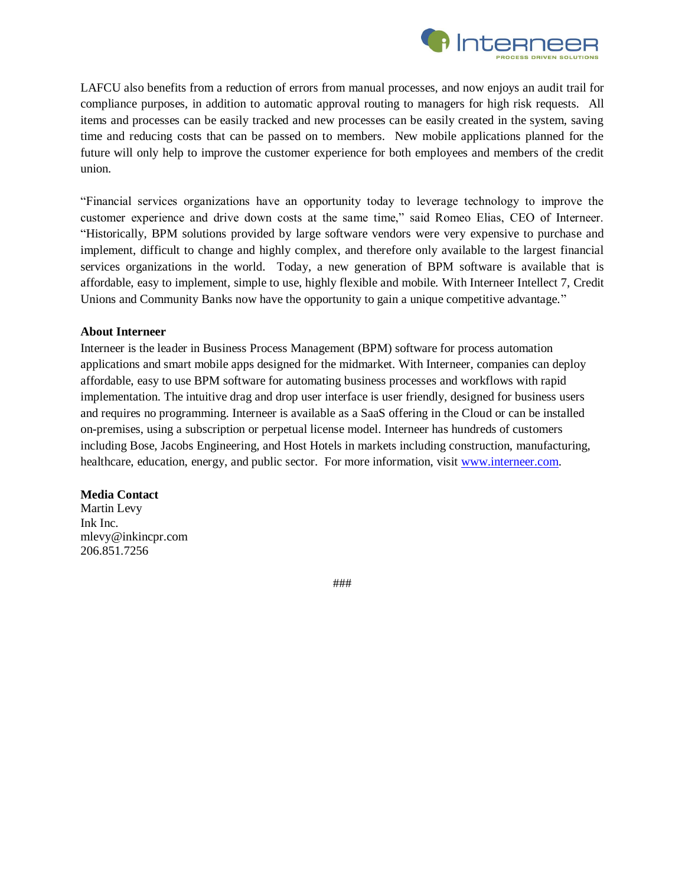LAFCU also benefits from a reduction of errors from manual processes, and now enjoys an audit trail for compliance purposes, in addition to automatic approval routing to managers for high risk requests. All items and processes can be easily tracked and new processes can be easily created in the system, saving time and reducing costs that can be passed on to members. New mobile applications planned for the future will only help to improve the customer experience for both employees and members of the credit union.

"Financial services organizations have an opportunity today to leverage technology to improve the customer experience and drive down costs at the same time," said Romeo Elias, CEO of Interneer. "Historically, BPM solutions provided by large software vendors were very expensive to purchase and implement, difficult to change and highly complex, and therefore only available to the largest financial services organizations in the world. Today, a new generation of BPM software is available that is affordable, easy to implement, simple to use, highly flexible and mobile. With Interneer Intellect 7, Credit Unions and Community Banks now have the opportunity to gain a unique competitive advantage."

**About Interneer**
Interneer is the leader in Business Process Management (BPM) software for process automation applications and smart mobile apps designed for the midmarket. With Interneer, companies can deploy affordable, easy to use BPM software for automating business processes and workflows with rapid implementation. The intuitive drag and drop user interface is user friendly, designed for business users and requires no programming. Interneer is available as a SaaS offering in the Cloud or can be installed on-premises, using a subscription or perpetual license model. Interneer has hundreds of customers including Bose, Jacobs Engineering, and Host Hotels in markets including construction, manufacturing, healthcare, education, energy, and public sector. For more information, visit [www.interneer.com](http://www.interneer.com).

**Media Contact**
Martin Levy
Ink Inc.
mlevy@inkincpr.com
206.851.7256

###